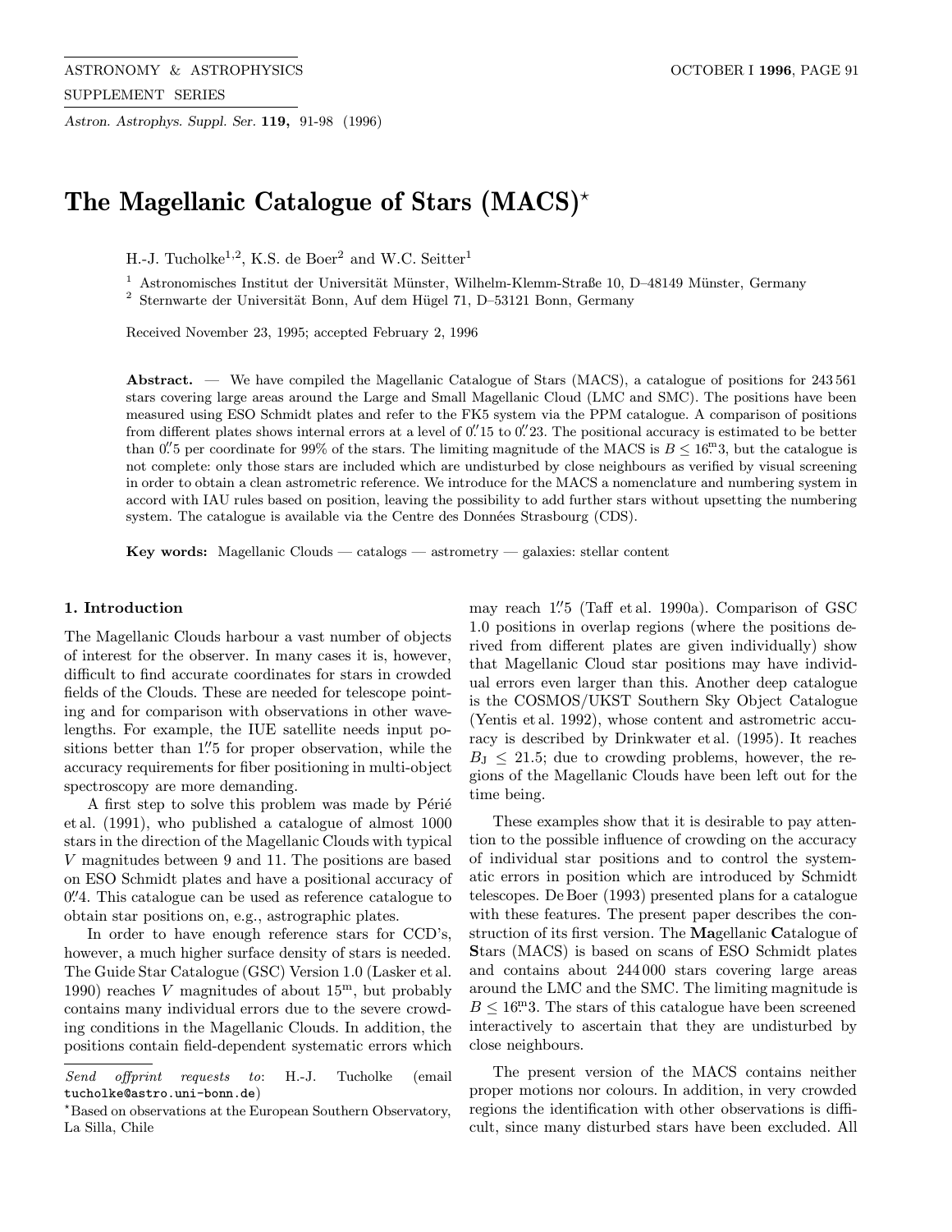# The Magellanic Catalogue of Stars (MACS)*

H.-J. Tucholke[1,2], K.S. de Boer[2] and W.C. Seitter[1]

[1] Astronomisches Institut der Universität Münster, Wilhelm-Klemm-Straße 10, D–48149 Münster, Germany
[2] Sternwarte der Universität Bonn, Auf dem Hügel 71, D–53121 Bonn, Germany

Received November 23, 1995; accepted February 2, 1996

**Abstract.** — We have compiled the Magellanic Catalogue of Stars (MACS), a catalogue of positions for 243 561 stars covering large areas around the Large and Small Magellanic Cloud (LMC and SMC). The positions have been measured using ESO Schmidt plates and refer to the FK5 system via the PPM catalogue. A comparison of positions from different plates shows internal errors at a level of $0\farcs15$ to $0\farcs23$. The positional accuracy is estimated to be better than $0\farcs5$ per coordinate for 99% of the stars. The limiting magnitude of the MACS is $B \leq 16\fm3$, but the catalogue is not complete: only those stars are included which are undisturbed by close neighbours as verified by visual screening in order to obtain a clean astrometric reference. We introduce for the MACS a nomenclature and numbering system in accord with IAU rules based on position, leaving the possibility to add further stars without upsetting the numbering system. The catalogue is available via the Centre des Données Strasbourg (CDS).

**Key words:** Magellanic Clouds — catalogs — astrometry — galaxies: stellar content

## 1. Introduction

The Magellanic Clouds harbour a vast number of objects of interest for the observer. In many cases it is, however, difficult to find accurate coordinates for stars in crowded fields of the Clouds. These are needed for telescope pointing and for comparison with observations in other wavelengths. For example, the IUE satellite needs input positions better than $1\farcs5$ for proper observation, while the accuracy requirements for fiber positioning in multi-object spectroscopy are more demanding.

A first step to solve this problem was made by Périé et al. (1991), who published a catalogue of almost 1000 stars in the direction of the Magellanic Clouds with typical $V$ magnitudes between 9 and 11. The positions are based on ESO Schmidt plates and have a positional accuracy of $0\farcs4$. This catalogue can be used as reference catalogue to obtain star positions on, e.g., astrographic plates.

In order to have enough reference stars for CCD's, however, a much higher surface density of stars is needed. The Guide Star Catalogue (GSC) Version 1.0 (Lasker et al. 1990) reaches $V$ magnitudes of about $15^{\rm m}$, but probably contains many individual errors due to the severe crowding conditions in the Magellanic Clouds. In addition, the positions contain field-dependent systematic errors which may reach $1\farcs5$ (Taff et al. 1990a). Comparison of GSC 1.0 positions in overlap regions (where the positions derived from different plates are given individually) show that Magellanic Cloud star positions may have individual errors even larger than this. Another deep catalogue is the COSMOS/UKST Southern Sky Object Catalogue (Yentis et al. 1992), whose content and astrometric accuracy is described by Drinkwater et al. (1995). It reaches $B_{\rm J} \leq 21.5$; due to crowding problems, however, the regions of the Magellanic Clouds have been left out for the time being.

These examples show that it is desirable to pay attention to the possible influence of crowding on the accuracy of individual star positions and to control the systematic errors in position which are introduced by Schmidt telescopes. De Boer (1993) presented plans for a catalogue with these features. The present paper describes the construction of its first version. The **Ma**gellanic **C**atalogue of **S**tars (MACS) is based on scans of ESO Schmidt plates and contains about 244 000 stars covering large areas around the LMC and the SMC. The limiting magnitude is $B \leq 16\fm3$. The stars of this catalogue have been screened interactively to ascertain that they are undisturbed by close neighbours.

The present version of the MACS contains neither proper motions nor colours. In addition, in very crowded regions the identification with other observations is difficult, since many disturbed stars have been excluded. All

---

*Send offprint requests to*: H.-J. Tucholke (email tucholke@astro.uni-bonn.de)

*Based on observations at the European Southern Observatory, La Silla, Chile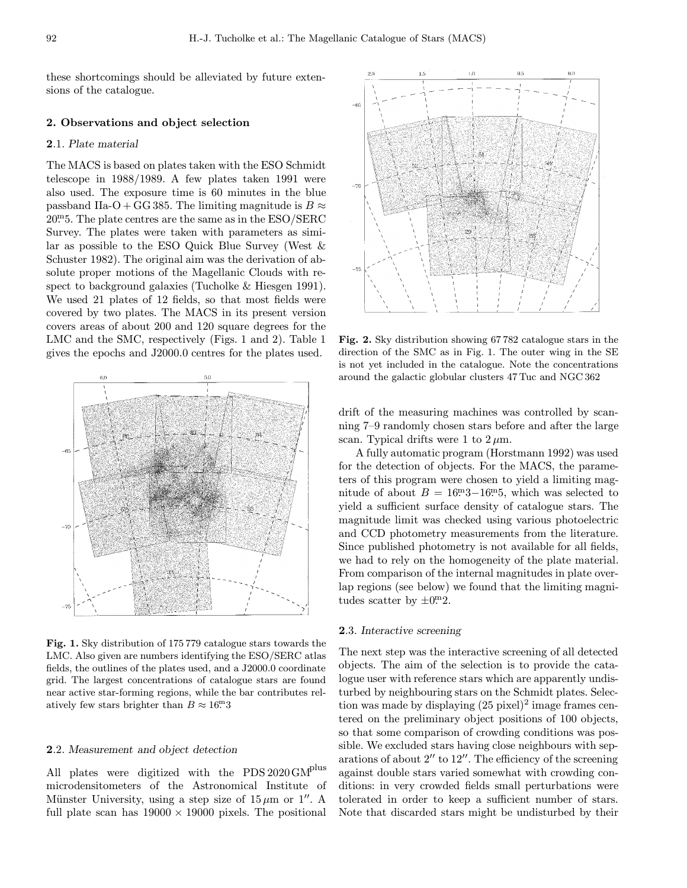these shortcomings should be alleviated by future extensions of the catalogue.

## 2. Observations and object selection

### 2.1. *Plate material*

The MACS is based on plates taken with the ESO Schmidt telescope in 1988/1989. A few plates taken 1991 were also used. The exposure time is 60 minutes in the blue passband IIa-O + GG 385. The limiting magnitude is $B \approx 20\overset{\text{m}}{.}5$. The plate centres are the same as in the ESO/SERC Survey. The plates were taken with parameters as similar as possible to the ESO Quick Blue Survey (West & Schuster 1982). The original aim was the derivation of absolute proper motions of the Magellanic Clouds with respect to background galaxies (Tucholke & Hiesgen 1991). We used 21 plates of 12 fields, so that most fields were covered by two plates. The MACS in its present version covers areas of about 200 and 120 square degrees for the LMC and the SMC, respectively (Figs. 1 and 2). Table 1 gives the epochs and J2000.0 centres for the plates used.

**Fig. 1.** Sky distribution of 175 779 catalogue stars towards the LMC. Also given are numbers identifying the ESO/SERC atlas fields, the outlines of the plates used, and a J2000.0 coordinate grid. The largest concentrations of catalogue stars are found near active star-forming regions, while the bar contributes relatively few stars brighter than $B \approx 16\overset{\text{m}}{.}3$

**Fig. 2.** Sky distribution showing 67 782 catalogue stars in the direction of the SMC as in Fig. 1. The outer wing in the SE is not yet included in the catalogue. Note the concentrations around the galactic globular clusters 47 Tuc and NGC 362

### 2.2. *Measurement and object detection*

All plates were digitized with the PDS 2020 GM$^{\text{plus}}$ microdensitometers of the Astronomical Institute of Münster University, using a step size of 15 $\mu$m or 1″. A full plate scan has 19000 × 19000 pixels. The positional drift of the measuring machines was controlled by scanning 7–9 randomly chosen stars before and after the large scan. Typical drifts were 1 to 2 $\mu$m.

A fully automatic program (Horstmann 1992) was used for the detection of objects. For the MACS, the parameters of this program were chosen to yield a limiting magnitude of about $B = 16\overset{\text{m}}{.}3{-}16\overset{\text{m}}{.}5$, which was selected to yield a sufficient surface density of catalogue stars. The magnitude limit was checked using various photoelectric and CCD photometry measurements from the literature. Since published photometry is not available for all fields, we had to rely on the homogeneity of the plate material. From comparison of the internal magnitudes in plate overlap regions (see below) we found that the limiting magnitudes scatter by $\pm 0\overset{\text{m}}{.}2$.

### 2.3. *Interactive screening*

The next step was the interactive screening of all detected objects. The aim of the selection is to provide the catalogue user with reference stars which are apparently undisturbed by neighbouring stars on the Schmidt plates. Selection was made by displaying (25 pixel)$^2$ image frames centered on the preliminary object positions of 100 objects, so that some comparison of crowding conditions was possible. We excluded stars having close neighbours with separations of about 2″ to 12″. The efficiency of the screening against double stars varied somewhat with crowding conditions: in very crowded fields small perturbations were tolerated in order to keep a sufficient number of stars. Note that discarded stars might be undisturbed by their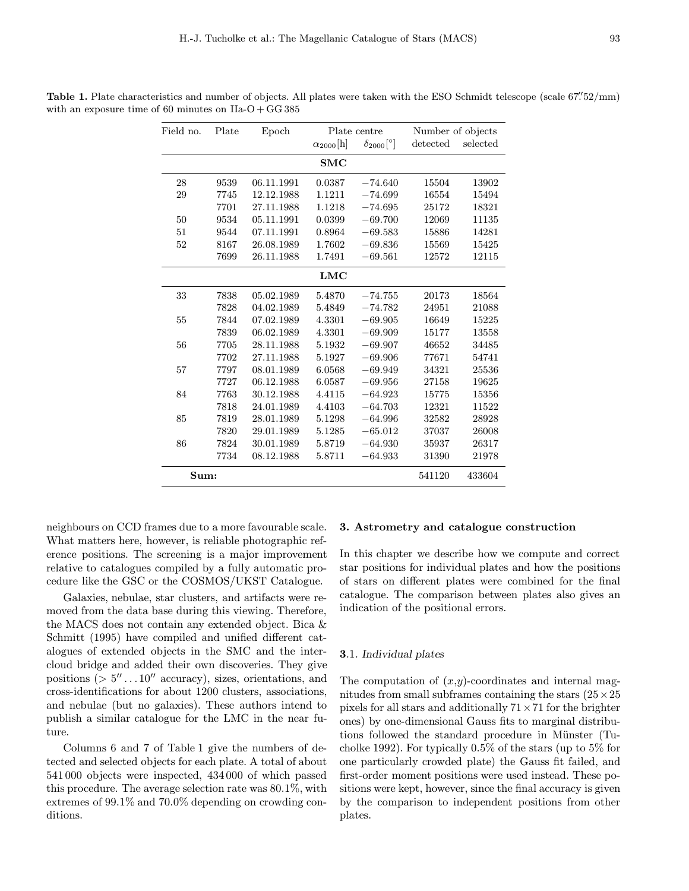**Table 1.** Plate characteristics and number of objects. All plates were taken with the ESO Schmidt telescope (scale 67.″52/mm) with an exposure time of 60 minutes on IIa-O + GG 385

| Field no. | Plate | Epoch | Plate centre | | Number of objects | |
|---|---|---|---|---|---|---|
| | | | $\alpha_{2000}$[h] | $\delta_{2000}$[°] | detected | selected |
| | | | **SMC** | | | |
| 28 | 9539 | 06.11.1991 | 0.0387 | −74.640 | 15504 | 13902 |
| 29 | 7745 | 12.12.1988 | 1.1211 | −74.699 | 16554 | 15494 |
| | 7701 | 27.11.1988 | 1.1218 | −74.695 | 25172 | 18321 |
| 50 | 9534 | 05.11.1991 | 0.0399 | −69.700 | 12069 | 11135 |
| 51 | 9544 | 07.11.1991 | 0.8964 | −69.583 | 15886 | 14281 |
| 52 | 8167 | 26.08.1989 | 1.7602 | −69.836 | 15569 | 15425 |
| | 7699 | 26.11.1988 | 1.7491 | −69.561 | 12572 | 12115 |
| | | | **LMC** | | | |
| 33 | 7838 | 05.02.1989 | 5.4870 | −74.755 | 20173 | 18564 |
| | 7828 | 04.02.1989 | 5.4849 | −74.782 | 24951 | 21088 |
| 55 | 7844 | 07.02.1989 | 4.3301 | −69.905 | 16649 | 15225 |
| | 7839 | 06.02.1989 | 4.3301 | −69.909 | 15177 | 13558 |
| 56 | 7705 | 28.11.1988 | 5.1932 | −69.907 | 46652 | 34485 |
| | 7702 | 27.11.1988 | 5.1927 | −69.906 | 77671 | 54741 |
| 57 | 7797 | 08.01.1989 | 6.0568 | −69.949 | 34321 | 25536 |
| | 7727 | 06.12.1988 | 6.0587 | −69.956 | 27158 | 19625 |
| 84 | 7763 | 30.12.1988 | 4.4115 | −64.923 | 15775 | 15356 |
| | 7818 | 24.01.1989 | 4.4103 | −64.703 | 12321 | 11522 |
| 85 | 7819 | 28.01.1989 | 5.1298 | −64.996 | 32582 | 28928 |
| | 7820 | 29.01.1989 | 5.1285 | −65.012 | 37037 | 26008 |
| 86 | 7824 | 30.01.1989 | 5.8719 | −64.930 | 35937 | 26317 |
| | 7734 | 08.12.1988 | 5.8711 | −64.933 | 31390 | 21978 |
| **Sum:** | | | | | 541120 | 433604 |

neighbours on CCD frames due to a more favourable scale. What matters here, however, is reliable photographic reference positions. The screening is a major improvement relative to catalogues compiled by a fully automatic procedure like the GSC or the COSMOS/UKST Catalogue.

Galaxies, nebulae, star clusters, and artifacts were removed from the data base during this viewing. Therefore, the MACS does not contain any extended object. Bica & Schmitt (1995) have compiled and unified different catalogues of extended objects in the SMC and the intercloud bridge and added their own discoveries. They give positions (> 5″ ... 10″ accuracy), sizes, orientations, and cross-identifications for about 1200 clusters, associations, and nebulae (but no galaxies). These authors intend to publish a similar catalogue for the LMC in the near future.

Columns 6 and 7 of Table 1 give the numbers of detected and selected objects for each plate. A total of about 541 000 objects were inspected, 434 000 of which passed this procedure. The average selection rate was 80.1%, with extremes of 99.1% and 70.0% depending on crowding conditions.

## 3. Astrometry and catalogue construction

In this chapter we describe how we compute and correct star positions for individual plates and how the positions of stars on different plates were combined for the final catalogue. The comparison between plates also gives an indication of the positional errors.

### 3.1. *Individual plates*

The computation of ($x$,$y$)-coordinates and internal magnitudes from small subframes containing the stars ($25 \times 25$ pixels for all stars and additionally $71 \times 71$ for the brighter ones) by one-dimensional Gauss fits to marginal distributions followed the standard procedure in Münster (Tucholke 1992). For typically 0.5% of the stars (up to 5% for one particularly crowded plate) the Gauss fit failed, and first-order moment positions were used instead. These positions were kept, however, since the final accuracy is given by the comparison to independent positions from other plates.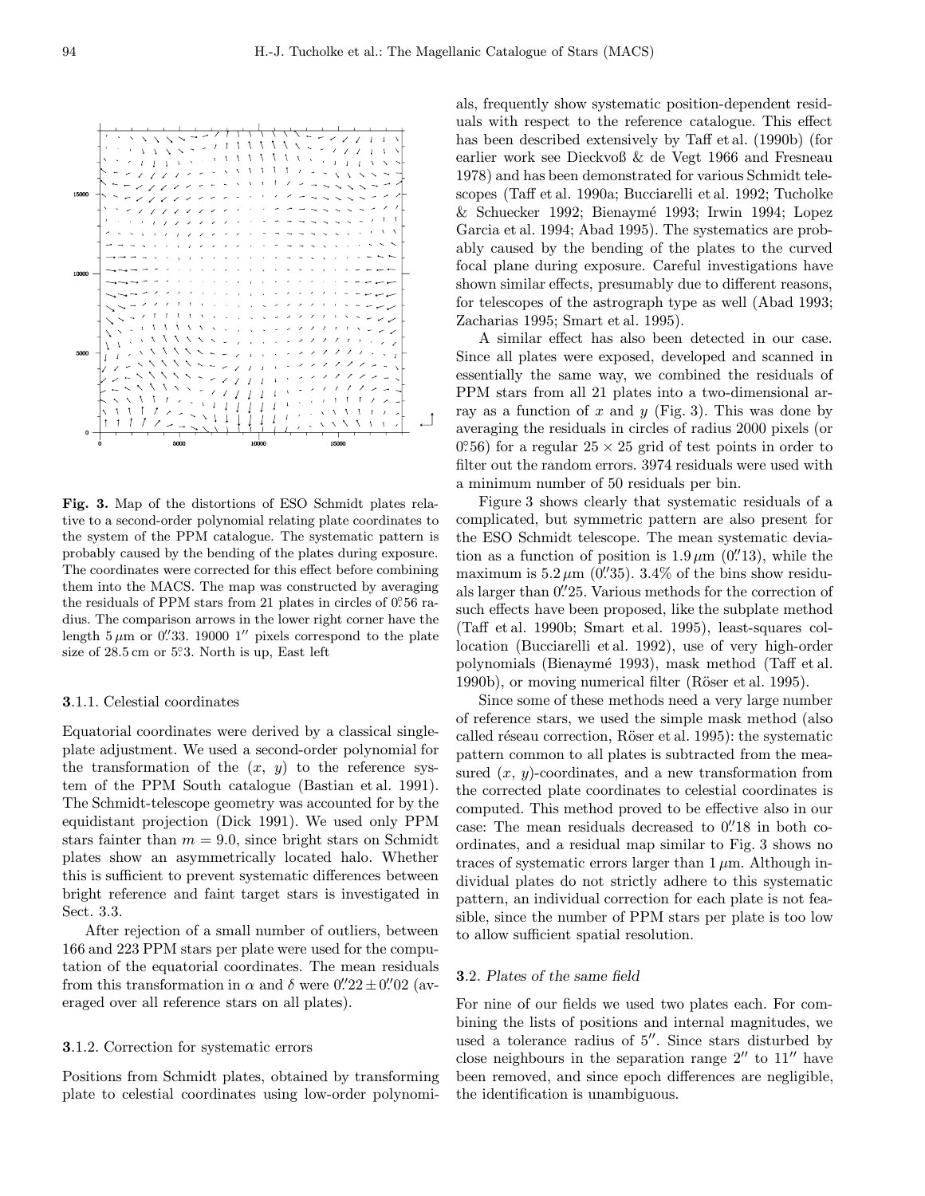**Fig. 3.** Map of the distortions of ESO Schmidt plates relative to a second-order polynomial relating plate coordinates to the system of the PPM catalogue. The systematic pattern is probably caused by the bending of the plates during exposure. The coordinates were corrected for this effect before combining them into the MACS. The map was constructed by averaging the residuals of PPM stars from 21 plates in circles of 0°.56 radius. The comparison arrows in the lower right corner have the length 5 $\mu$m or 0''.33. 19000 1'' pixels correspond to the plate size of 28.5 cm or 5°.3. North is up, East left

#### 3.1.1. Celestial coordinates

Equatorial coordinates were derived by a classical single-plate adjustment. We used a second-order polynomial for the transformation of the ($x$, $y$) to the reference system of the PPM South catalogue (Bastian et al. 1991). The Schmidt-telescope geometry was accounted for by the equidistant projection (Dick 1991). We used only PPM stars fainter than $m = 9.0$, since bright stars on Schmidt plates show an asymmetrically located halo. Whether this is sufficient to prevent systematic differences between bright reference and faint target stars is investigated in Sect. 3.3.

After rejection of a small number of outliers, between 166 and 223 PPM stars per plate were used for the computation of the equatorial coordinates. The mean residuals from this transformation in $\alpha$ and $\delta$ were 0''.22 ± 0''.02 (averaged over all reference stars on all plates).

#### 3.1.2. Correction for systematic errors

Positions from Schmidt plates, obtained by transforming plate to celestial coordinates using low-order polynomials, frequently show systematic position-dependent residuals with respect to the reference catalogue. This effect has been described extensively by Taff et al. (1990b) (for earlier work see Dieckvoß & de Vegt 1966 and Fresneau 1978) and has been demonstrated for various Schmidt telescopes (Taff et al. 1990a; Bucciarelli et al. 1992; Tucholke & Schuecker 1992; Bienaymé 1993; Irwin 1994; Lopez Garcia et al. 1994; Abad 1995). The systematics are probably caused by the bending of the plates to the curved focal plane during exposure. Careful investigations have shown similar effects, presumably due to different reasons, for telescopes of the astrograph type as well (Abad 1993; Zacharias 1995; Smart et al. 1995).

A similar effect has also been detected in our case. Since all plates were exposed, developed and scanned in essentially the same way, we combined the residuals of PPM stars from all 21 plates into a two-dimensional array as a function of $x$ and $y$ (Fig. 3). This was done by averaging the residuals in circles of radius 2000 pixels (or 0°.56) for a regular 25 × 25 grid of test points in order to filter out the random errors. 3974 residuals were used with a minimum number of 50 residuals per bin.

Figure 3 shows clearly that systematic residuals of a complicated, but symmetric pattern are also present for the ESO Schmidt telescope. The mean systematic deviation as a function of position is 1.9 $\mu$m (0''.13), while the maximum is 5.2 $\mu$m (0''.35). 3.4% of the bins show residuals larger than 0''.25. Various methods for the correction of such effects have been proposed, like the subplate method (Taff et al. 1990b; Smart et al. 1995), least-squares collocation (Bucciarelli et al. 1992), use of very high-order polynomials (Bienaymé 1993), mask method (Taff et al. 1990b), or moving numerical filter (Röser et al. 1995).

Since some of these methods need a very large number of reference stars, we used the simple mask method (also called réseau correction, Röser et al. 1995): the systematic pattern common to all plates is subtracted from the measured ($x$, $y$)-coordinates, and a new transformation from the corrected plate coordinates to celestial coordinates is computed. This method proved to be effective also in our case: The mean residuals decreased to 0''.18 in both coordinates, and a residual map similar to Fig. 3 shows no traces of systematic errors larger than 1 $\mu$m. Although individual plates do not strictly adhere to this systematic pattern, an individual correction for each plate is not feasible, since the number of PPM stars per plate is too low to allow sufficient spatial resolution.

### 3.2. *Plates of the same field*

For nine of our fields we used two plates each. For combining the lists of positions and internal magnitudes, we used a tolerance radius of 5''. Since stars disturbed by close neighbours in the separation range 2'' to 11'' have been removed, and since epoch differences are negligible, the identification is unambiguous.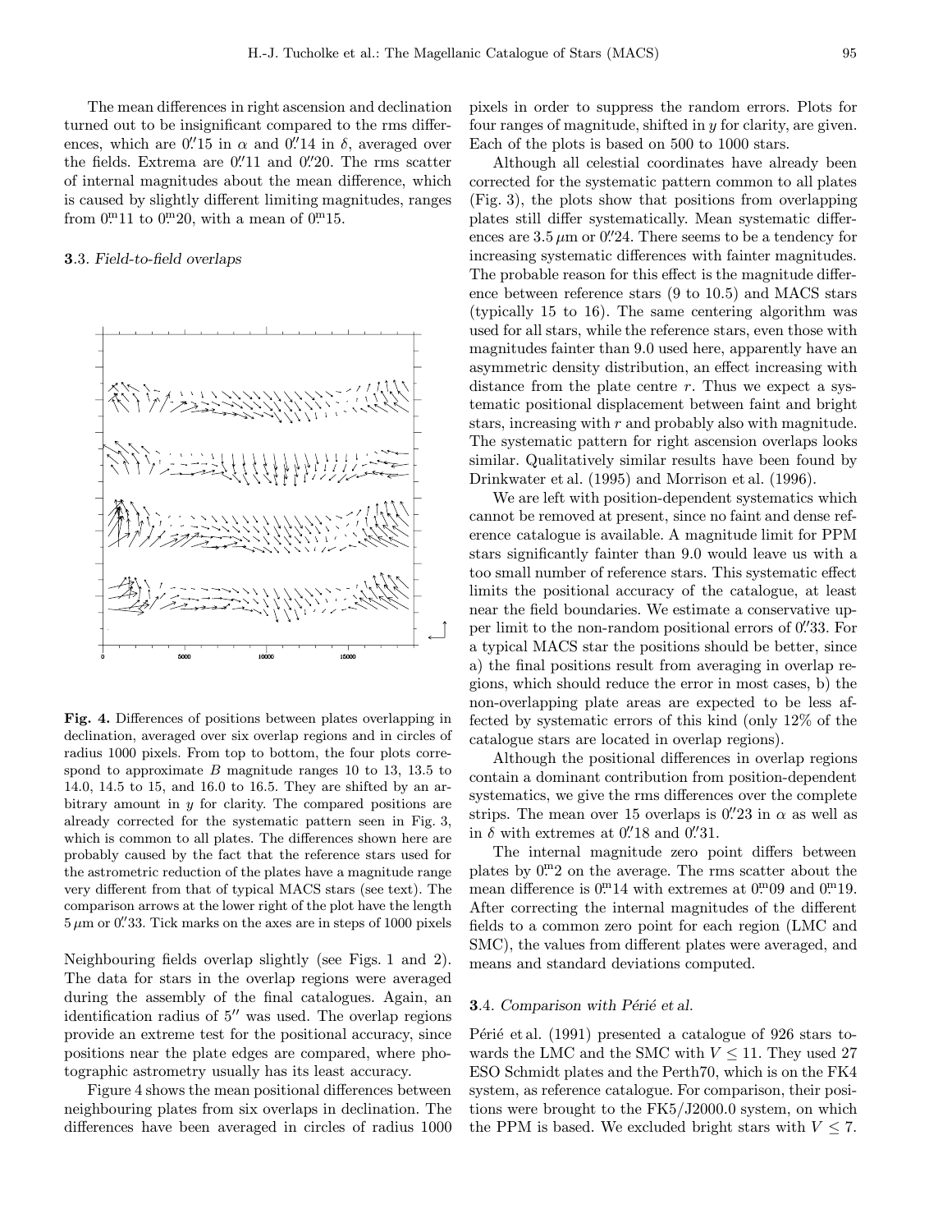The mean differences in right ascension and declination turned out to be insignificant compared to the rms differences, which are 0.″15 in $\alpha$ and 0.″14 in $\delta$, averaged over the fields. Extrema are 0.″11 and 0.″20. The rms scatter of internal magnitudes about the mean difference, which is caused by slightly different limiting magnitudes, ranges from 0.m11 to 0.m20, with a mean of 0.m15.

### 3.3. *Field-to-field overlaps*

**Fig. 4.** Differences of positions between plates overlapping in declination, averaged over six overlap regions and in circles of radius 1000 pixels. From top to bottom, the four plots correspond to approximate $B$ magnitude ranges 10 to 13, 13.5 to 14.0, 14.5 to 15, and 16.0 to 16.5. They are shifted by an arbitrary amount in $y$ for clarity. The compared positions are already corrected for the systematic pattern seen in Fig. 3, which is common to all plates. The differences shown here are probably caused by the fact that the reference stars used for the astrometric reduction of the plates have a magnitude range very different from that of typical MACS stars (see text). The comparison arrows at the lower right of the plot have the length $5\,\mu$m or 0.″33. Tick marks on the axes are in steps of 1000 pixels

Neighbouring fields overlap slightly (see Figs. 1 and 2). The data for stars in the overlap regions were averaged during the assembly of the final catalogues. Again, an identification radius of 5″ was used. The overlap regions provide an extreme test for the positional accuracy, since positions near the plate edges are compared, where photographic astrometry usually has its least accuracy.

Figure 4 shows the mean positional differences between neighbouring plates from six overlaps in declination. The differences have been averaged in circles of radius 1000 pixels in order to suppress the random errors. Plots for four ranges of magnitude, shifted in $y$ for clarity, are given. Each of the plots is based on 500 to 1000 stars.

Although all celestial coordinates have already been corrected for the systematic pattern common to all plates (Fig. 3), the plots show that positions from overlapping plates still differ systematically. Mean systematic differences are $3.5\,\mu$m or 0.″24. There seems to be a tendency for increasing systematic differences with fainter magnitudes. The probable reason for this effect is the magnitude difference between reference stars (9 to 10.5) and MACS stars (typically 15 to 16). The same centering algorithm was used for all stars, while the reference stars, even those with magnitudes fainter than 9.0 used here, apparently have an asymmetric density distribution, an effect increasing with distance from the plate centre $r$. Thus we expect a systematic positional displacement between faint and bright stars, increasing with $r$ and probably also with magnitude. The systematic pattern for right ascension overlaps looks similar. Qualitatively similar results have been found by Drinkwater et al. (1995) and Morrison et al. (1996).

We are left with position-dependent systematics which cannot be removed at present, since no faint and dense reference catalogue is available. A magnitude limit for PPM stars significantly fainter than 9.0 would leave us with a too small number of reference stars. This systematic effect limits the positional accuracy of the catalogue, at least near the field boundaries. We estimate a conservative upper limit to the non-random positional errors of 0.″33. For a typical MACS star the positions should be better, since a) the final positions result from averaging in overlap regions, which should reduce the error in most cases, b) the non-overlapping plate areas are expected to be less affected by systematic errors of this kind (only 12% of the catalogue stars are located in overlap regions).

Although the positional differences in overlap regions contain a dominant contribution from position-dependent systematics, we give the rms differences over the complete strips. The mean over 15 overlaps is 0.″23 in $\alpha$ as well as in $\delta$ with extremes at 0.″18 and 0.″31.

The internal magnitude zero point differs between plates by 0.m2 on the average. The rms scatter about the mean difference is 0.m14 with extremes at 0.m09 and 0.m19. After correcting the internal magnitudes of the different fields to a common zero point for each region (LMC and SMC), the values from different plates were averaged, and means and standard deviations computed.

### 3.4. *Comparison with Périé et al.*

Périé et al. (1991) presented a catalogue of 926 stars towards the LMC and the SMC with $V \leq 11$. They used 27 ESO Schmidt plates and the Perth70, which is on the FK4 system, as reference catalogue. For comparison, their positions were brought to the FK5/J2000.0 system, on which the PPM is based. We excluded bright stars with $V \leq 7$.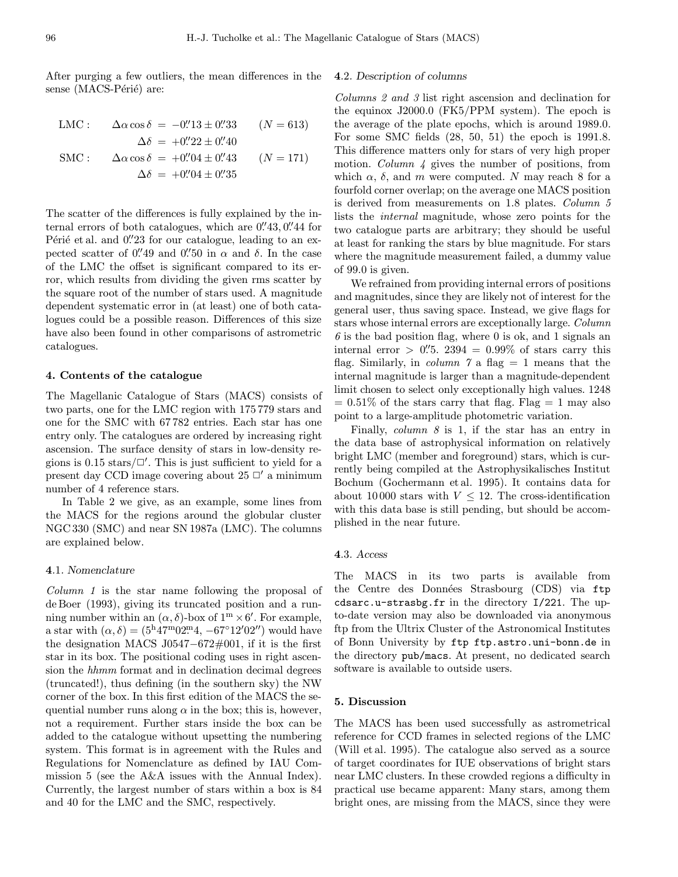After purging a few outliers, the mean differences in the sense (MACS-Périé) are:

$$
\begin{aligned}
\text{LMC}: \quad & \Delta\alpha\cos\delta = -0\overset{''}{.}13 \pm 0\overset{''}{.}33 \qquad (N = 613) \\
& \Delta\delta = +0\overset{''}{.}22 \pm 0\overset{''}{.}40 \\
\text{SMC}: \quad & \Delta\alpha\cos\delta = +0\overset{''}{.}04 \pm 0\overset{''}{.}43 \qquad (N = 171) \\
& \Delta\delta = +0\overset{''}{.}04 \pm 0\overset{''}{.}35
\end{aligned}
$$

The scatter of the differences is fully explained by the internal errors of both catalogues, which are $0\overset{''}{.}43$, $0\overset{''}{.}44$ for Périé et al. and $0\overset{''}{.}23$ for our catalogue, leading to an expected scatter of $0\overset{''}{.}49$ and $0\overset{''}{.}50$ in $\alpha$ and $\delta$. In the case of the LMC the offset is significant compared to its error, which results from dividing the given rms scatter by the square root of the number of stars used. A magnitude dependent systematic error in (at least) one of both catalogues could be a possible reason. Differences of this size have also been found in other comparisons of astrometric catalogues.

## 4. Contents of the catalogue

The Magellanic Catalogue of Stars (MACS) consists of two parts, one for the LMC region with 175 779 stars and one for the SMC with 67 782 entries. Each star has one entry only. The catalogues are ordered by increasing right ascension. The surface density of stars in low-density regions is 0.15 stars/□′. This is just sufficient to yield for a present day CCD image covering about 25 □′ a minimum number of 4 reference stars.

In Table 2 we give, as an example, some lines from the MACS for the regions around the globular cluster NGC 330 (SMC) and near SN 1987a (LMC). The columns are explained below.

### 4.1. *Nomenclature*

*Column 1* is the star name following the proposal of de Boer (1993), giving its truncated position and a running number within an $(\alpha, \delta)$-box of $1^{\rm m} \times 6'$. For example, a star with $(\alpha, \delta) = (5^{\rm h}47^{\rm m}02\overset{\rm m}{.}4, -67°12'02'')$ would have the designation MACS J0547−672#001, if it is the first star in its box. The positional coding uses in right ascension the *hhmm* format and in declination decimal degrees (truncated!), thus defining (in the southern sky) the NW corner of the box. In this first edition of the MACS the sequential number runs along $\alpha$ in the box; this is, however, not a requirement. Further stars inside the box can be added to the catalogue without upsetting the numbering system. This format is in agreement with the Rules and Regulations for Nomenclature as defined by IAU Commission 5 (see the A&A issues with the Annual Index). Currently, the largest number of stars within a box is 84 and 40 for the LMC and the SMC, respectively.

### 4.2. *Description of columns*

*Columns 2 and 3* list right ascension and declination for the equinox J2000.0 (FK5/PPM system). The epoch is the average of the plate epochs, which is around 1989.0. For some SMC fields (28, 50, 51) the epoch is 1991.8. This difference matters only for stars of very high proper motion. *Column 4* gives the number of positions, from which $\alpha$, $\delta$, and $m$ were computed. $N$ may reach 8 for a fourfold corner overlap; on the average one MACS position is derived from measurements on 1.8 plates. *Column 5* lists the *internal* magnitude, whose zero points for the two catalogue parts are arbitrary; they should be useful at least for ranking the stars by blue magnitude. For stars where the magnitude measurement failed, a dummy value of 99.0 is given.

We refrained from providing internal errors of positions and magnitudes, since they are likely not of interest for the general user, thus saving space. Instead, we give flags for stars whose internal errors are exceptionally large. *Column 6* is the bad position flag, where 0 is ok, and 1 signals an internal error $> 0\overset{''}{.}5$. 2394 = 0.99% of stars carry this flag. Similarly, in *column 7* a flag = 1 means that the internal magnitude is larger than a magnitude-dependent limit chosen to select only exceptionally high values. 1248 = 0.51% of the stars carry that flag. Flag = 1 may also point to a large-amplitude photometric variation.

Finally, *column 8* is 1, if the star has an entry in the data base of astrophysical information on relatively bright LMC (member and foreground) stars, which is currently being compiled at the Astrophysikalisches Institut Bochum (Gochermann et al. 1995). It contains data for about 10 000 stars with $V \leq 12$. The cross-identification with this data base is still pending, but should be accomplished in the near future.

### 4.3. *Access*

The MACS in its two parts is available from the Centre des Données Strasbourg (CDS) via `ftp cdsarc.u-strasbg.fr` in the directory `I/221`. The up-to-date version may also be downloaded via anonymous ftp from the Ultrix Cluster of the Astronomical Institutes of Bonn University by `ftp ftp.astro.uni-bonn.de` in the directory `pub/macs`. At present, no dedicated search software is available to outside users.

## 5. Discussion

The MACS has been used successfully as astrometrical reference for CCD frames in selected regions of the LMC (Will et al. 1995). The catalogue also served as a source of target coordinates for IUE observations of bright stars near LMC clusters. In these crowded regions a difficulty in practical use became apparent: Many stars, among them bright ones, are missing from the MACS, since they were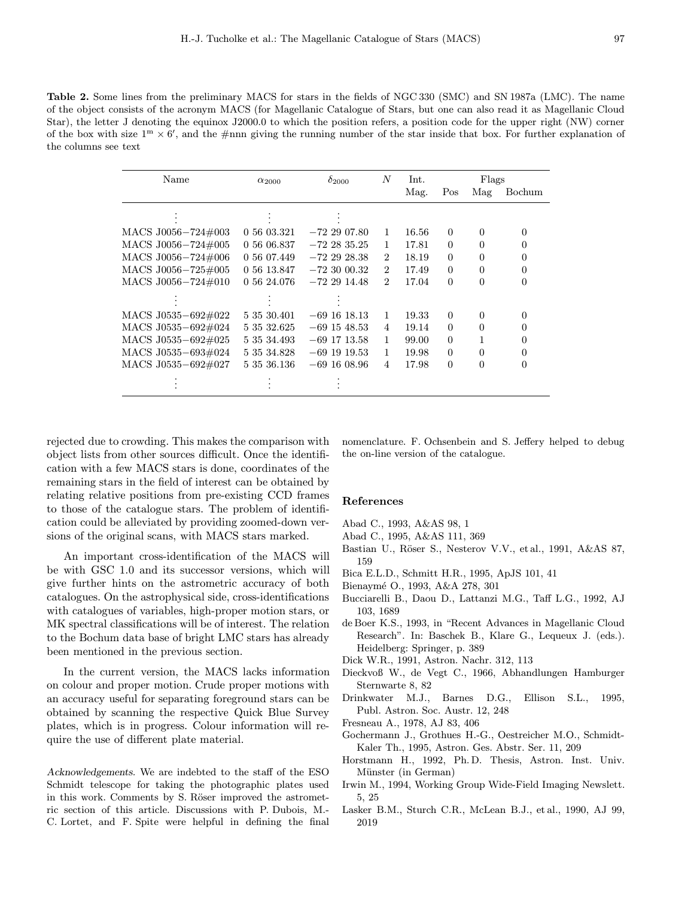**Table 2.** Some lines from the preliminary MACS for stars in the fields of NGC 330 (SMC) and SN 1987a (LMC). The name of the object consists of the acronym MACS (for Magellanic Catalogue of Stars, but one can also read it as Magellanic Cloud Star), the letter J denoting the equinox J2000.0 to which the position refers, a position code for the upper right (NW) corner of the box with size $1^{m} \times 6'$, and the #nnn giving the running number of the star inside that box. For further explanation of the columns see text

| Name | $\alpha_{2000}$ | $\delta_{2000}$ | $N$ | Int. | Flags | | |
|---|---|---|---|---|---|---|---|
| | | | | Mag. | Pos | Mag | Bochum |
| ⋮ | ⋮ | ⋮ | | | | | |
| MACS J0056−724#003 | 0 56 03.321 | −72 29 07.80 | 1 | 16.56 | 0 | 0 | 0 |
| MACS J0056−724#005 | 0 56 06.837 | −72 28 35.25 | 1 | 17.81 | 0 | 0 | 0 |
| MACS J0056−724#006 | 0 56 07.449 | −72 29 28.38 | 2 | 18.19 | 0 | 0 | 0 |
| MACS J0056−725#005 | 0 56 13.847 | −72 30 00.32 | 2 | 17.49 | 0 | 0 | 0 |
| MACS J0056−724#010 | 0 56 24.076 | −72 29 14.48 | 2 | 17.04 | 0 | 0 | 0 |
| ⋮ | ⋮ | ⋮ | | | | | |
| MACS J0535−692#022 | 5 35 30.401 | −69 16 18.13 | 1 | 19.33 | 0 | 0 | 0 |
| MACS J0535−692#024 | 5 35 32.625 | −69 15 48.53 | 4 | 19.14 | 0 | 0 | 0 |
| MACS J0535−692#025 | 5 35 34.493 | −69 17 13.58 | 1 | 99.00 | 0 | 1 | 0 |
| MACS J0535−693#024 | 5 35 34.828 | −69 19 19.53 | 1 | 19.98 | 0 | 0 | 0 |
| MACS J0535−692#027 | 5 35 36.136 | −69 16 08.96 | 4 | 17.98 | 0 | 0 | 0 |
| ⋮ | ⋮ | ⋮ | | | | | |

rejected due to crowding. This makes the comparison with object lists from other sources difficult. Once the identification with a few MACS stars is done, coordinates of the remaining stars in the field of interest can be obtained by relating relative positions from pre-existing CCD frames to those of the catalogue stars. The problem of identification could be alleviated by providing zoomed-down versions of the original scans, with MACS stars marked.

An important cross-identification of the MACS will be with GSC 1.0 and its successor versions, which will give further hints on the astrometric accuracy of both catalogues. On the astrophysical side, cross-identifications with catalogues of variables, high-proper motion stars, or MK spectral classifications will be of interest. The relation to the Bochum data base of bright LMC stars has already been mentioned in the previous section.

In the current version, the MACS lacks information on colour and proper motion. Crude proper motions with an accuracy useful for separating foreground stars can be obtained by scanning the respective Quick Blue Survey plates, which is in progress. Colour information will require the use of different plate material.

*Acknowledgements.* We are indebted to the staff of the ESO Schmidt telescope for taking the photographic plates used in this work. Comments by S. Röser improved the astrometric section of this article. Discussions with P. Dubois, M.-C. Lortet, and F. Spite were helpful in defining the final nomenclature. F. Ochsenbein and S. Jeffery helped to debug the on-line version of the catalogue.

## References

- Abad C., 1993, A&AS 98, 1
- Abad C., 1995, A&AS 111, 369
- Bastian U., Röser S., Nesterov V.V., et al., 1991, A&AS 87, 159
- Bica E.L.D., Schmitt H.R., 1995, ApJS 101, 41
- Bienaymé O., 1993, A&A 278, 301
- Bucciarelli B., Daou D., Lattanzi M.G., Taff L.G., 1992, AJ 103, 1689
- de Boer K.S., 1993, in "Recent Advances in Magellanic Cloud Research". In: Baschek B., Klare G., Lequeux J. (eds.). Heidelberg: Springer, p. 389
- Dick W.R., 1991, Astron. Nachr. 312, 113
- Dieckvoß W., de Vegt C., 1966, Abhandlungen Hamburger Sternwarte 8, 82
- Drinkwater M.J., Barnes D.G., Ellison S.L., 1995, Publ. Astron. Soc. Austr. 12, 248
- Fresneau A., 1978, AJ 83, 406
- Gochermann J., Grothues H.-G., Oestreicher M.O., Schmidt-Kaler Th., 1995, Astron. Ges. Abstr. Ser. 11, 209
- Horstmann H., 1992, Ph.D. Thesis, Astron. Inst. Univ. Münster (in German)
- Irwin M., 1994, Working Group Wide-Field Imaging Newslett. 5, 25
- Lasker B.M., Sturch C.R., McLean B.J., et al., 1990, AJ 99, 2019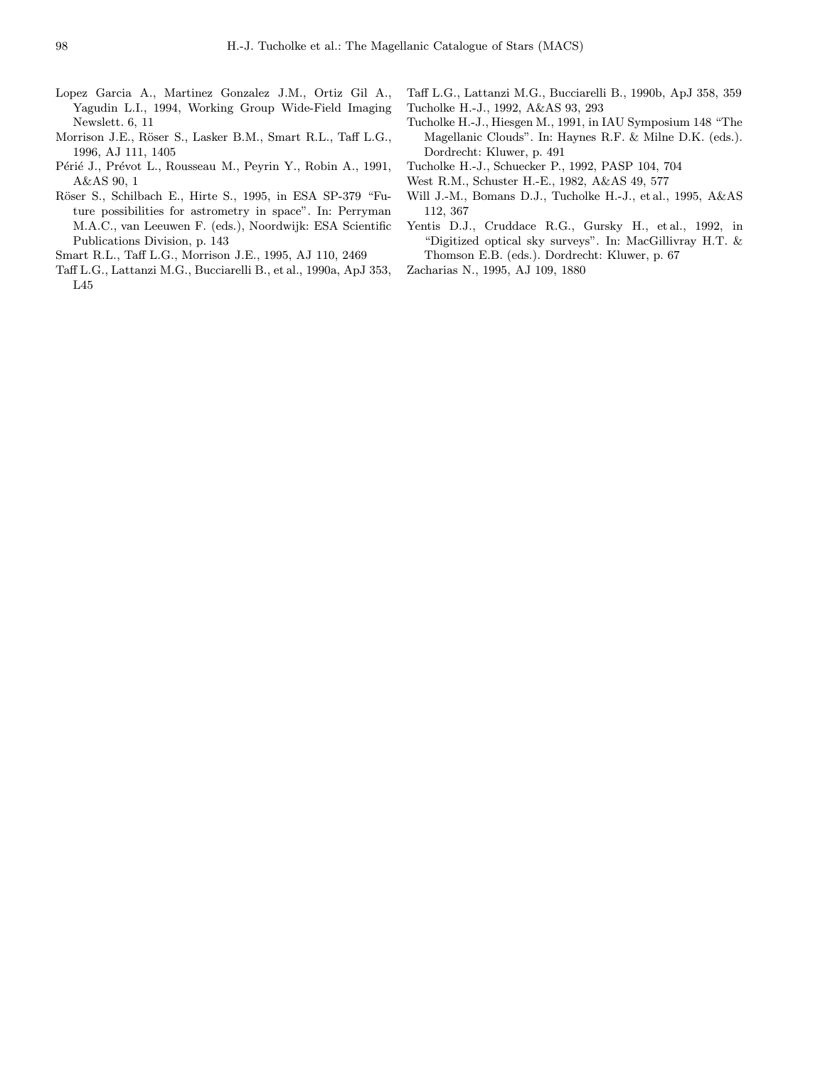Lopez Garcia A., Martinez Gonzalez J.M., Ortiz Gil A., Yagudin L.I., 1994, Working Group Wide-Field Imaging Newslett. 6, 11

Morrison J.E., Röser S., Lasker B.M., Smart R.L., Taff L.G., 1996, AJ 111, 1405

Périé J., Prévot L., Rousseau M., Peyrin Y., Robin A., 1991, A&AS 90, 1

Röser S., Schilbach E., Hirte S., 1995, in ESA SP-379 "Future possibilities for astrometry in space". In: Perryman M.A.C., van Leeuwen F. (eds.), Noordwijk: ESA Scientific Publications Division, p. 143

Smart R.L., Taff L.G., Morrison J.E., 1995, AJ 110, 2469

Taff L.G., Lattanzi M.G., Bucciarelli B., et al., 1990a, ApJ 353, L45

Taff L.G., Lattanzi M.G., Bucciarelli B., 1990b, ApJ 358, 359

Tucholke H.-J., 1992, A&AS 93, 293

Tucholke H.-J., Hiesgen M., 1991, in IAU Symposium 148 "The Magellanic Clouds". In: Haynes R.F. & Milne D.K. (eds.). Dordrecht: Kluwer, p. 491

Tucholke H.-J., Schuecker P., 1992, PASP 104, 704

West R.M., Schuster H.-E., 1982, A&AS 49, 577

Will J.-M., Bomans D.J., Tucholke H.-J., et al., 1995, A&AS 112, 367

Yentis D.J., Cruddace R.G., Gursky H., et al., 1992, in "Digitized optical sky surveys". In: MacGillivray H.T. & Thomson E.B. (eds.). Dordrecht: Kluwer, p. 67

Zacharias N., 1995, AJ 109, 1880